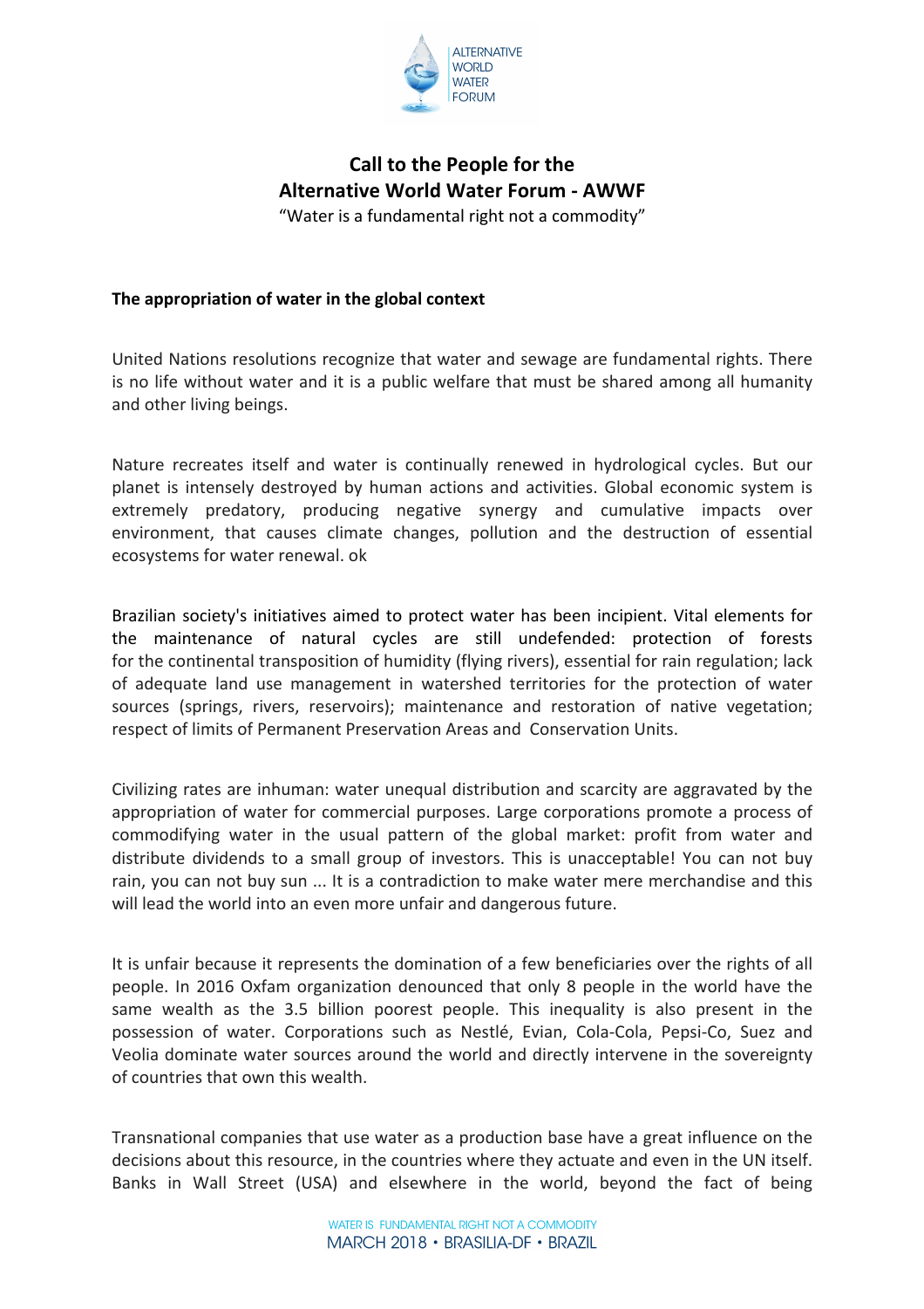# Call to the People for the Alternative World Water Forum - AWWF

"Water is a fundamental right not a commodity"

## The appropriation of water in the global context

United Nations resolutions recognize that water and sewage are fundamental rights. There is no life without water and it is a public welfare that must be shared among all humanity and other living beings.

Nature recreates itself and water is continually renewed in hydrological cycles. But our planet is intensely destroyed by human actions and activities. Global economic system is extremely predatory, producing negative synergy and cumulative impacts over environment, that causes climate changes, pollution and the destruction of essential ecosystems for water renewal. ok

Brazilian society's initiatives aimed to protect water has been incipient. Vital elements for the maintenance of natural cycles are still undefended: protection of forests for the continental transposition of humidity (flying rivers), essential for rain regulation; lack of adequate land use management in watershed territories for the protection of water sources (springs, rivers, reservoirs); maintenance and restoration of native vegetation; respect of limits of Permanent Preservation Areas and Conservation Units.

Civilizing rates are inhuman: water unequal distribution and scarcity are aggravated by the appropriation of water for commercial purposes. Large corporations promote a process of commodifying water in the usual pattern of the global market: profit from water and distribute dividends to a small group of investors. This is unacceptable! You can not buy rain, you can not buy sun ... It is a contradiction to make water mere merchandise and this will lead the world into an even more unfair and dangerous future.

It is unfair because it represents the domination of a few beneficiaries over the rights of all people. In 2016 Oxfam organization denounced that only 8 people in the world have the same wealth as the 3.5 billion poorest people. This inequality is also present in the possession of water. Corporations such as Nestlé, Evian, Cola-Cola, Pepsi-Co, Suez and Veolia dominate water sources around the world and directly intervene in the sovereignty of countries that own this wealth.

Transnational companies that use water as a production base have a great influence on the decisions about this resource, in the countries where they actuate and even in the UN itself. Banks in Wall Street (USA) and elsewhere in the world, beyond the fact of being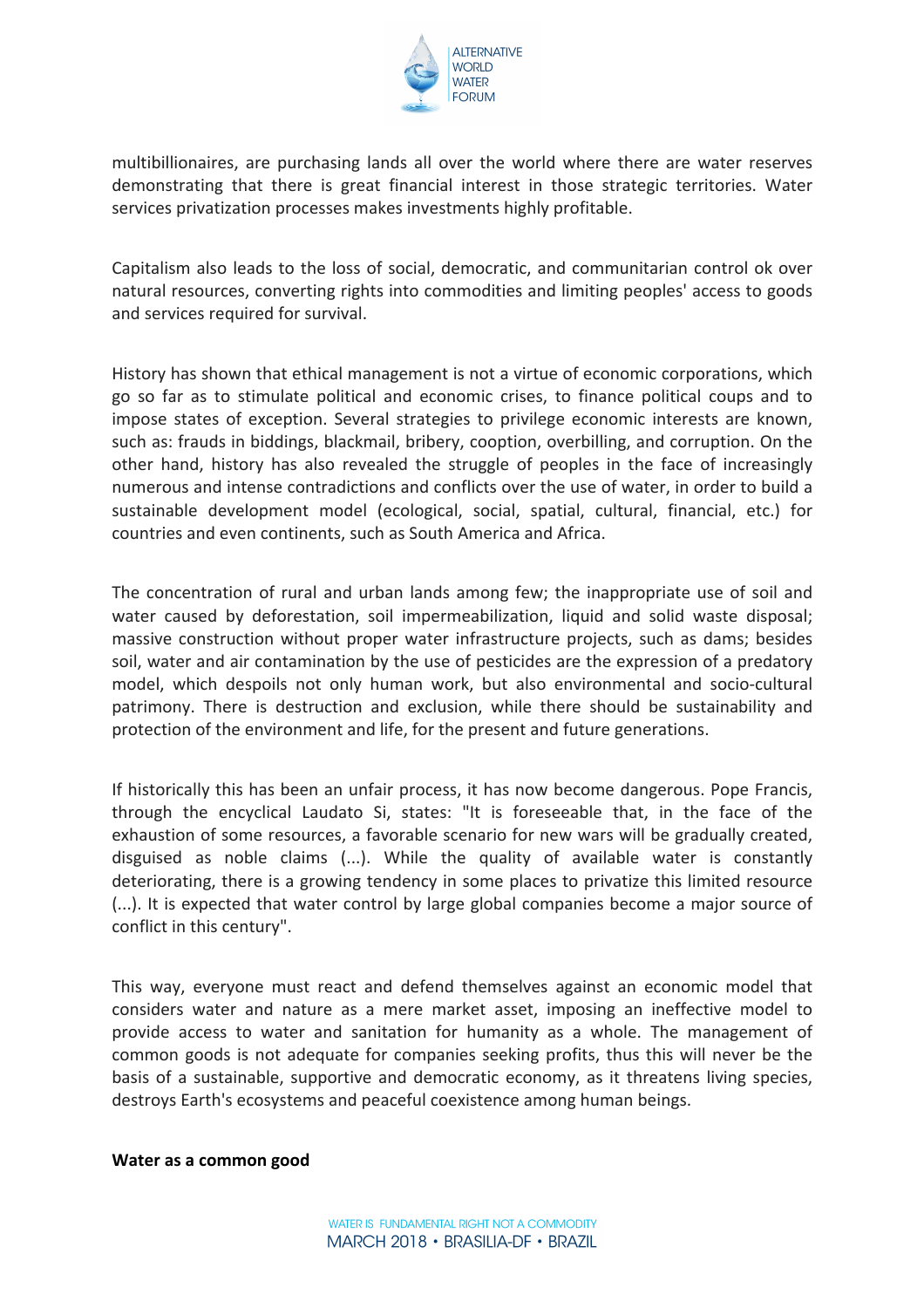multibillionaires, are purchasing lands all over the world where there are water reserves demonstrating that there is great financial interest in those strategic territories. Water services privatization processes makes investments highly profitable.

Capitalism also leads to the loss of social, democratic, and communitarian control ok over natural resources, converting rights into commodities and limiting peoples' access to goods and services required for survival.

History has shown that ethical management is not a virtue of economic corporations, which go so far as to stimulate political and economic crises, to finance political coups and to impose states of exception. Several strategies to privilege economic interests are known, such as: frauds in biddings, blackmail, bribery, cooption, overbilling, and corruption. On the other hand, history has also revealed the struggle of peoples in the face of increasingly numerous and intense contradictions and conflicts over the use of water, in order to build a sustainable development model (ecological, social, spatial, cultural, financial, etc.) for countries and even continents, such as South America and Africa.

The concentration of rural and urban lands among few; the inappropriate use of soil and water caused by deforestation, soil impermeabilization, liquid and solid waste disposal; massive construction without proper water infrastructure projects, such as dams; besides soil, water and air contamination by the use of pesticides are the expression of a predatory model, which despoils not only human work, but also environmental and socio-cultural patrimony. There is destruction and exclusion, while there should be sustainability and protection of the environment and life, for the present and future generations.

If historically this has been an unfair process, it has now become dangerous. Pope Francis, through the encyclical Laudato Si, states: "It is foreseeable that, in the face of the exhaustion of some resources, a favorable scenario for new wars will be gradually created, disguised as noble claims (...). While the quality of available water is constantly deteriorating, there is a growing tendency in some places to privatize this limited resource (...). It is expected that water control by large global companies become a major source of conflict in this century".

This way, everyone must react and defend themselves against an economic model that considers water and nature as a mere market asset, imposing an ineffective model to provide access to water and sanitation for humanity as a whole. The management of common goods is not adequate for companies seeking profits, thus this will never be the basis of a sustainable, supportive and democratic economy, as it threatens living species, destroys Earth's ecosystems and peaceful coexistence among human beings.

**Water as a common good**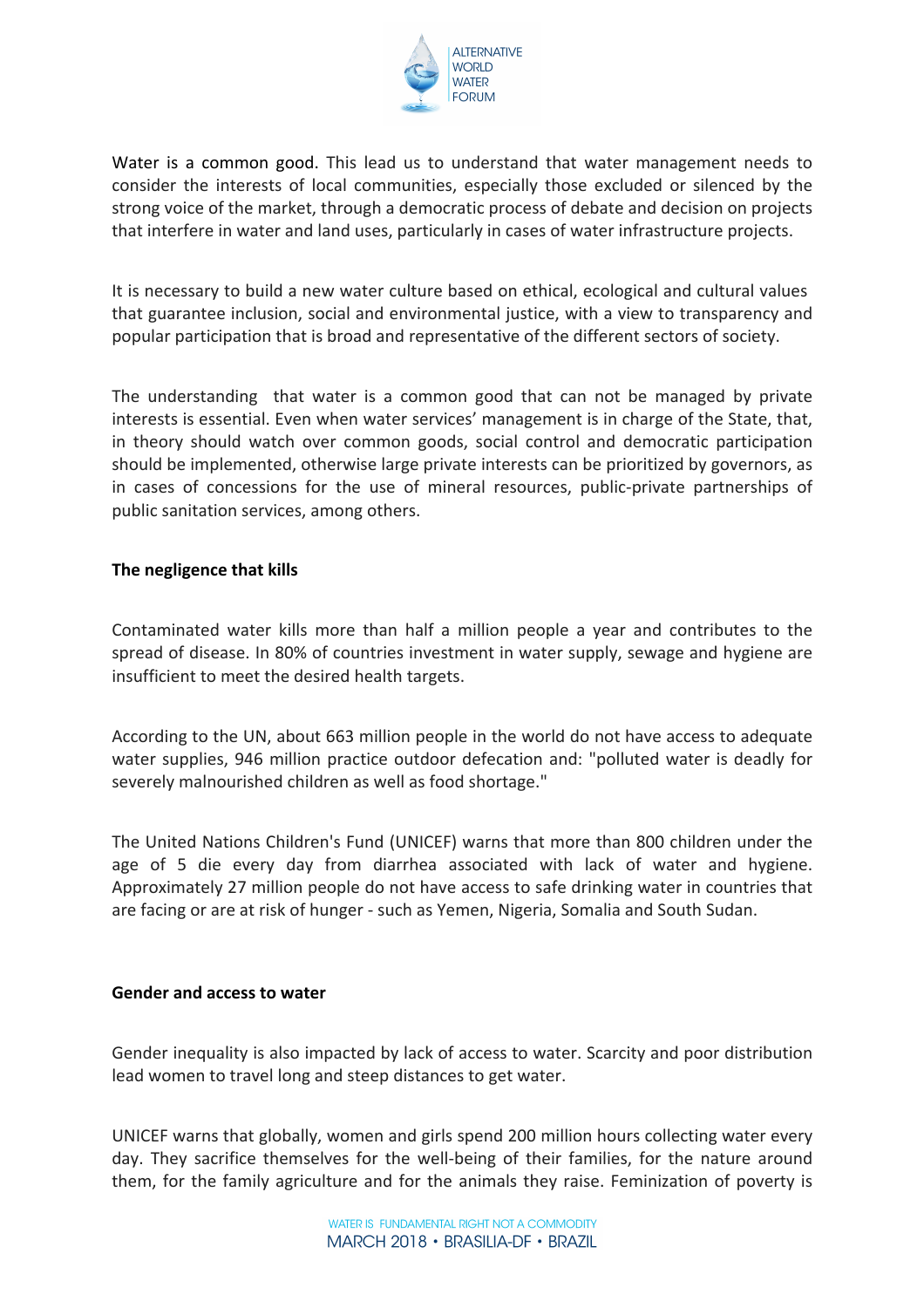Water is a common good. This lead us to understand that water management needs to consider the interests of local communities, especially those excluded or silenced by the strong voice of the market, through a democratic process of debate and decision on projects that interfere in water and land uses, particularly in cases of water infrastructure projects.

It is necessary to build a new water culture based on ethical, ecological and cultural values that guarantee inclusion, social and environmental justice, with a view to transparency and popular participation that is broad and representative of the different sectors of society.

The understanding that water is a common good that can not be managed by private interests is essential. Even when water services' management is in charge of the State, that, in theory should watch over common goods, social control and democratic participation should be implemented, otherwise large private interests can be prioritized by governors, as in cases of concessions for the use of mineral resources, public-private partnerships of public sanitation services, among others.

**The negligence that kills**

Contaminated water kills more than half a million people a year and contributes to the spread of disease. In 80% of countries investment in water supply, sewage and hygiene are insufficient to meet the desired health targets.

According to the UN, about 663 million people in the world do not have access to adequate water supplies, 946 million practice outdoor defecation and: "polluted water is deadly for severely malnourished children as well as food shortage."

The United Nations Children's Fund (UNICEF) warns that more than 800 children under the age of 5 die every day from diarrhea associated with lack of water and hygiene. Approximately 27 million people do not have access to safe drinking water in countries that are facing or are at risk of hunger - such as Yemen, Nigeria, Somalia and South Sudan.

**Gender and access to water**

Gender inequality is also impacted by lack of access to water. Scarcity and poor distribution lead women to travel long and steep distances to get water.

UNICEF warns that globally, women and girls spend 200 million hours collecting water every day. They sacrifice themselves for the well-being of their families, for the nature around them, for the family agriculture and for the animals they raise. Feminization of poverty is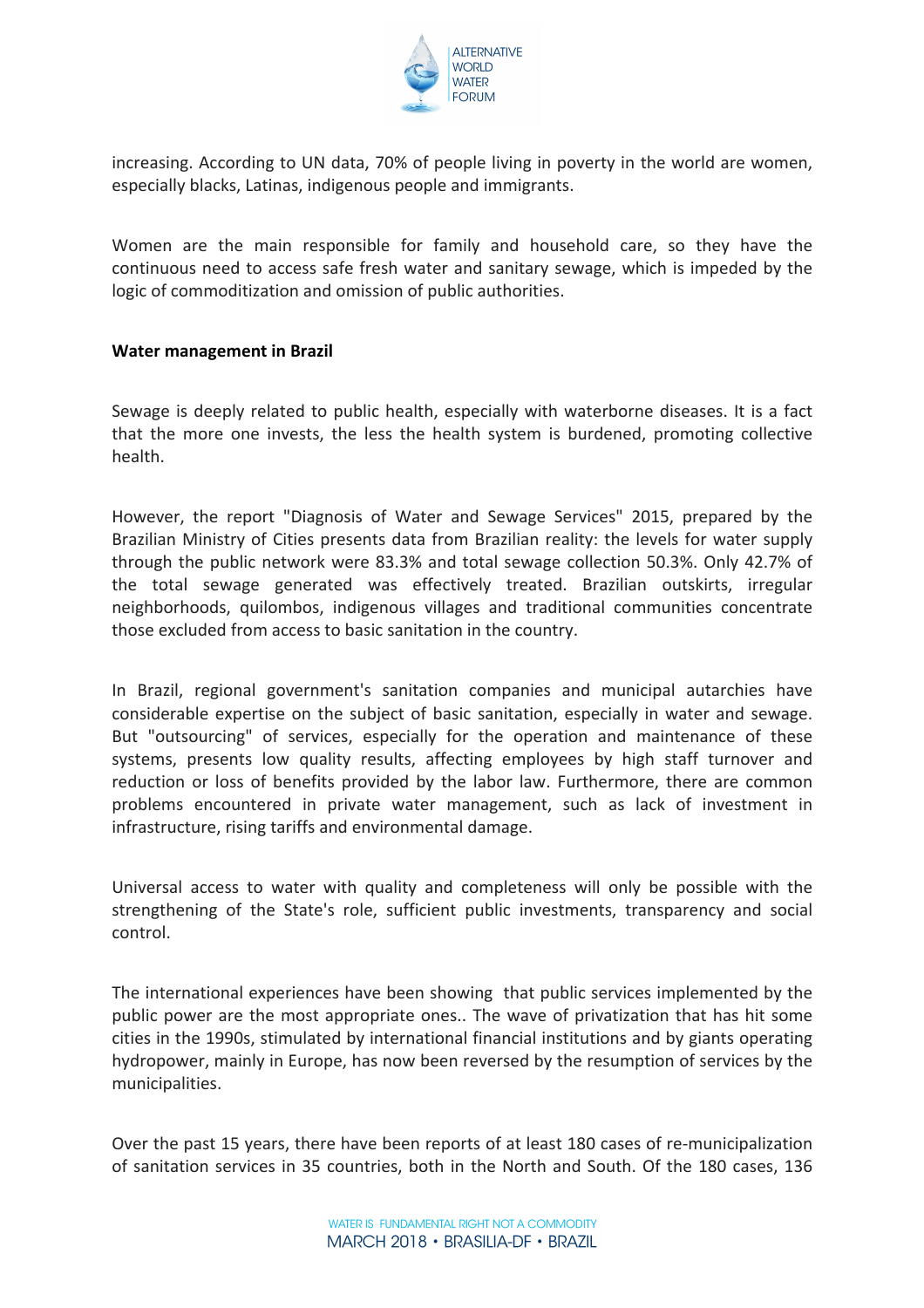increasing. According to UN data, 70% of people living in poverty in the world are women, especially blacks, Latinas, indigenous people and immigrants.

Women are the main responsible for family and household care, so they have the continuous need to access safe fresh water and sanitary sewage, which is impeded by the logic of commoditization and omission of public authorities.

**Water management in Brazil**

Sewage is deeply related to public health, especially with waterborne diseases. It is a fact that the more one invests, the less the health system is burdened, promoting collective health.

However, the report "Diagnosis of Water and Sewage Services" 2015, prepared by the Brazilian Ministry of Cities presents data from Brazilian reality: the levels for water supply through the public network were 83.3% and total sewage collection 50.3%. Only 42.7% of the total sewage generated was effectively treated. Brazilian outskirts, irregular neighborhoods, quilombos, indigenous villages and traditional communities concentrate those excluded from access to basic sanitation in the country.

In Brazil, regional government's sanitation companies and municipal autarchies have considerable expertise on the subject of basic sanitation, especially in water and sewage. But "outsourcing" of services, especially for the operation and maintenance of these systems, presents low quality results, affecting employees by high staff turnover and reduction or loss of benefits provided by the labor law. Furthermore, there are common problems encountered in private water management, such as lack of investment in infrastructure, rising tariffs and environmental damage.

Universal access to water with quality and completeness will only be possible with the strengthening of the State's role, sufficient public investments, transparency and social control.

The international experiences have been showing that public services implemented by the public power are the most appropriate ones.. The wave of privatization that has hit some cities in the 1990s, stimulated by international financial institutions and by giants operating hydropower, mainly in Europe, has now been reversed by the resumption of services by the municipalities.

Over the past 15 years, there have been reports of at least 180 cases of re-municipalization of sanitation services in 35 countries, both in the North and South. Of the 180 cases, 136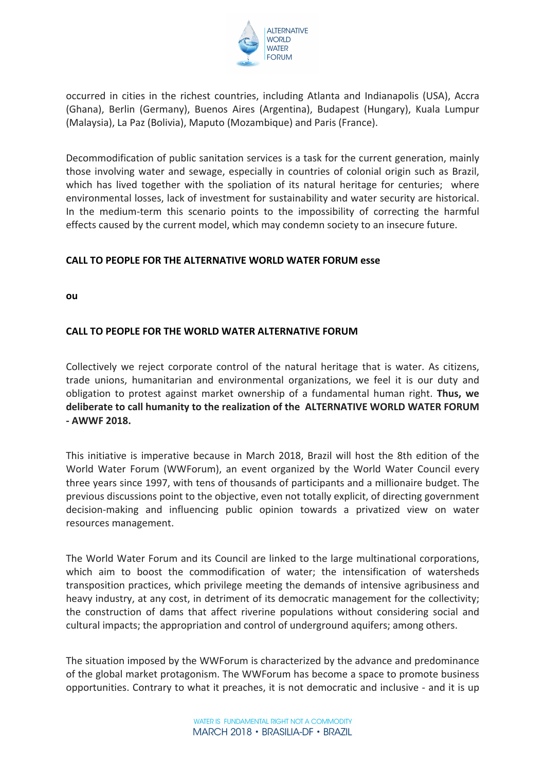occurred in cities in the richest countries, including Atlanta and Indianapolis (USA), Accra (Ghana), Berlin (Germany), Buenos Aires (Argentina), Budapest (Hungary), Kuala Lumpur (Malaysia), La Paz (Bolivia), Maputo (Mozambique) and Paris (France).

Decommodification of public sanitation services is a task for the current generation, mainly those involving water and sewage, especially in countries of colonial origin such as Brazil, which has lived together with the spoliation of its natural heritage for centuries; where environmental losses, lack of investment for sustainability and water security are historical. In the medium-term this scenario points to the impossibility of correcting the harmful effects caused by the current model, which may condemn society to an insecure future.

**CALL TO PEOPLE FOR THE ALTERNATIVE WORLD WATER FORUM esse**

**ou**

**CALL TO PEOPLE FOR THE WORLD WATER ALTERNATIVE FORUM**

Collectively we reject corporate control of the natural heritage that is water. As citizens, trade unions, humanitarian and environmental organizations, we feel it is our duty and obligation to protest against market ownership of a fundamental human right. **Thus, we deliberate to call humanity to the realization of the ALTERNATIVE WORLD WATER FORUM - AWWF 2018.**

This initiative is imperative because in March 2018, Brazil will host the 8th edition of the World Water Forum (WWForum), an event organized by the World Water Council every three years since 1997, with tens of thousands of participants and a millionaire budget. The previous discussions point to the objective, even not totally explicit, of directing government decision-making and influencing public opinion towards a privatized view on water resources management.

The World Water Forum and its Council are linked to the large multinational corporations, which aim to boost the commodification of water; the intensification of watersheds transposition practices, which privilege meeting the demands of intensive agribusiness and heavy industry, at any cost, in detriment of its democratic management for the collectivity; the construction of dams that affect riverine populations without considering social and cultural impacts; the appropriation and control of underground aquifers; among others.

The situation imposed by the WWForum is characterized by the advance and predominance of the global market protagonism. The WWForum has become a space to promote business opportunities. Contrary to what it preaches, it is not democratic and inclusive - and it is up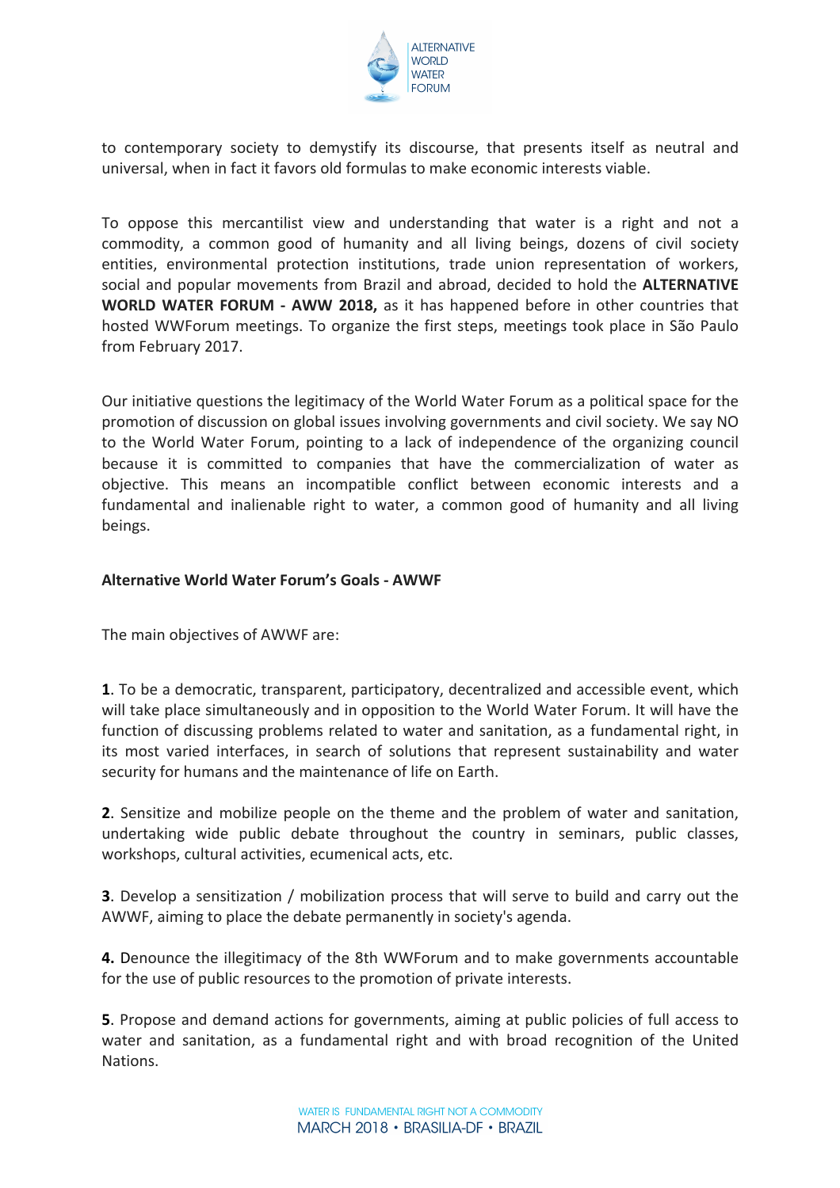to contemporary society to demystify its discourse, that presents itself as neutral and universal, when in fact it favors old formulas to make economic interests viable.

To oppose this mercantilist view and understanding that water is a right and not a commodity, a common good of humanity and all living beings, dozens of civil society entities, environmental protection institutions, trade union representation of workers, social and popular movements from Brazil and abroad, decided to hold the **ALTERNATIVE WORLD WATER FORUM - AWW 2018,** as it has happened before in other countries that hosted WWForum meetings. To organize the first steps, meetings took place in São Paulo from February 2017.

Our initiative questions the legitimacy of the World Water Forum as a political space for the promotion of discussion on global issues involving governments and civil society. We say NO to the World Water Forum, pointing to a lack of independence of the organizing council because it is committed to companies that have the commercialization of water as objective. This means an incompatible conflict between economic interests and a fundamental and inalienable right to water, a common good of humanity and all living beings.

### Alternative World Water Forum's Goals - AWWF

The main objectives of AWWF are:

**1**. To be a democratic, transparent, participatory, decentralized and accessible event, which will take place simultaneously and in opposition to the World Water Forum. It will have the function of discussing problems related to water and sanitation, as a fundamental right, in its most varied interfaces, in search of solutions that represent sustainability and water security for humans and the maintenance of life on Earth.

**2**. Sensitize and mobilize people on the theme and the problem of water and sanitation, undertaking wide public debate throughout the country in seminars, public classes, workshops, cultural activities, ecumenical acts, etc.

**3**. Develop a sensitization / mobilization process that will serve to build and carry out the AWWF, aiming to place the debate permanently in society's agenda.

**4.** Denounce the illegitimacy of the 8th WWForum and to make governments accountable for the use of public resources to the promotion of private interests.

**5**. Propose and demand actions for governments, aiming at public policies of full access to water and sanitation, as a fundamental right and with broad recognition of the United Nations.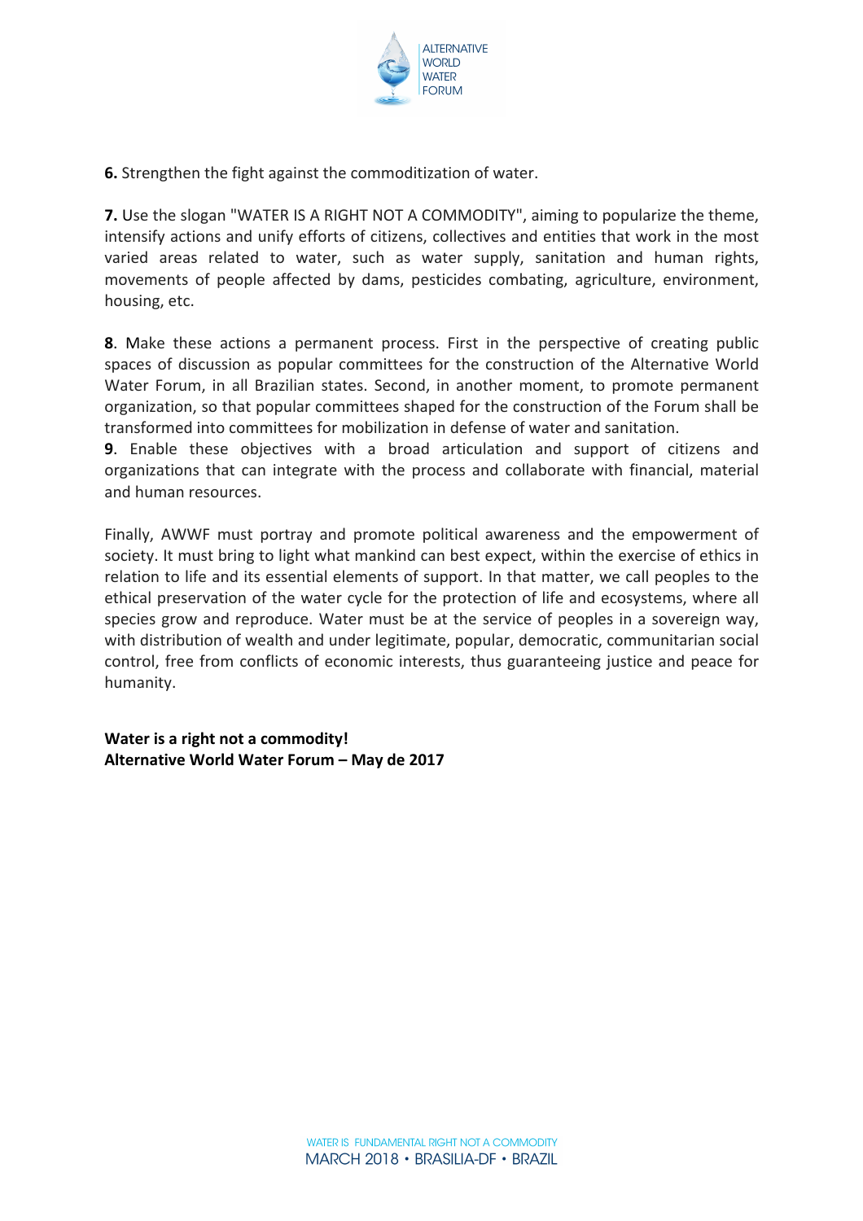**6.** Strengthen the fight against the commoditization of water.

**7.** Use the slogan "WATER IS A RIGHT NOT A COMMODITY", aiming to popularize the theme, intensify actions and unify efforts of citizens, collectives and entities that work in the most varied areas related to water, such as water supply, sanitation and human rights, movements of people affected by dams, pesticides combating, agriculture, environment, housing, etc.

**8**. Make these actions a permanent process. First in the perspective of creating public spaces of discussion as popular committees for the construction of the Alternative World Water Forum, in all Brazilian states. Second, in another moment, to promote permanent organization, so that popular committees shaped for the construction of the Forum shall be transformed into committees for mobilization in defense of water and sanitation.

**9**. Enable these objectives with a broad articulation and support of citizens and organizations that can integrate with the process and collaborate with financial, material and human resources.

Finally, AWWF must portray and promote political awareness and the empowerment of society. It must bring to light what mankind can best expect, within the exercise of ethics in relation to life and its essential elements of support. In that matter, we call peoples to the ethical preservation of the water cycle for the protection of life and ecosystems, where all species grow and reproduce. Water must be at the service of peoples in a sovereign way, with distribution of wealth and under legitimate, popular, democratic, communitarian social control, free from conflicts of economic interests, thus guaranteeing justice and peace for humanity.

**Water is a right not a commodity!**
**Alternative World Water Forum – May de 2017**